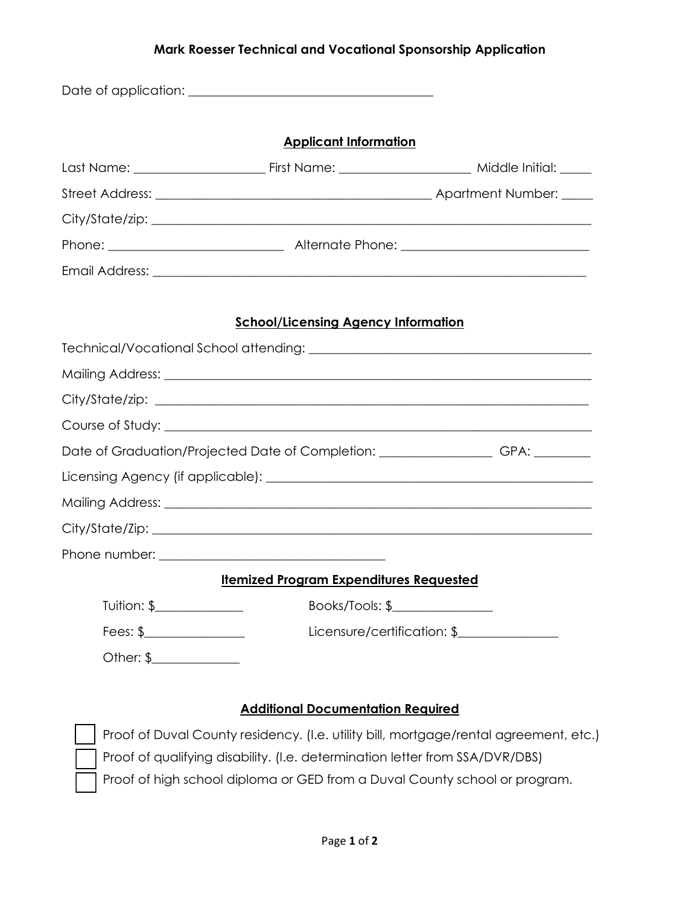# Mark Roesser Technical and Vocational Sponsorship Application

Date of application: ______________________________________

## Applicant Information

Last Name: ____________________ First Name: ____________________ Middle Initial: _____

Street Address: ___________________________________________ Apartment Number: _____

City/State/zip: ____________________________________________________________________

Phone: ___________________________ Alternate Phone: ____________________________

Email Address: ____________________________________________________________________

## School/Licensing Agency Information

Technical/Vocational School attending: ____________________________________________

Mailing Address: __________________________________________________________________

City/State/zip: ___________________________________________________________________

Course of Study: __________________________________________________________________

Date of Graduation/Projected Date of Completion: _________________ GPA: _________

Licensing Agency (if applicable): _________________________________________________

Mailing Address: __________________________________________________________________

City/State/Zip: ___________________________________________________________________

Phone number: ___________________________________

## Itemized Program Expenditures Requested

Tuition: $______________ Books/Tools: $________________

Fees: $________________ Licensure/certification: $________________

Other: $______________

## Additional Documentation Required

- [ ] Proof of Duval County residency. (I.e. utility bill, mortgage/rental agreement, etc.)
- [ ] Proof of qualifying disability. (I.e. determination letter from SSA/DVR/DBS)
- [ ] Proof of high school diploma or GED from a Duval County school or program.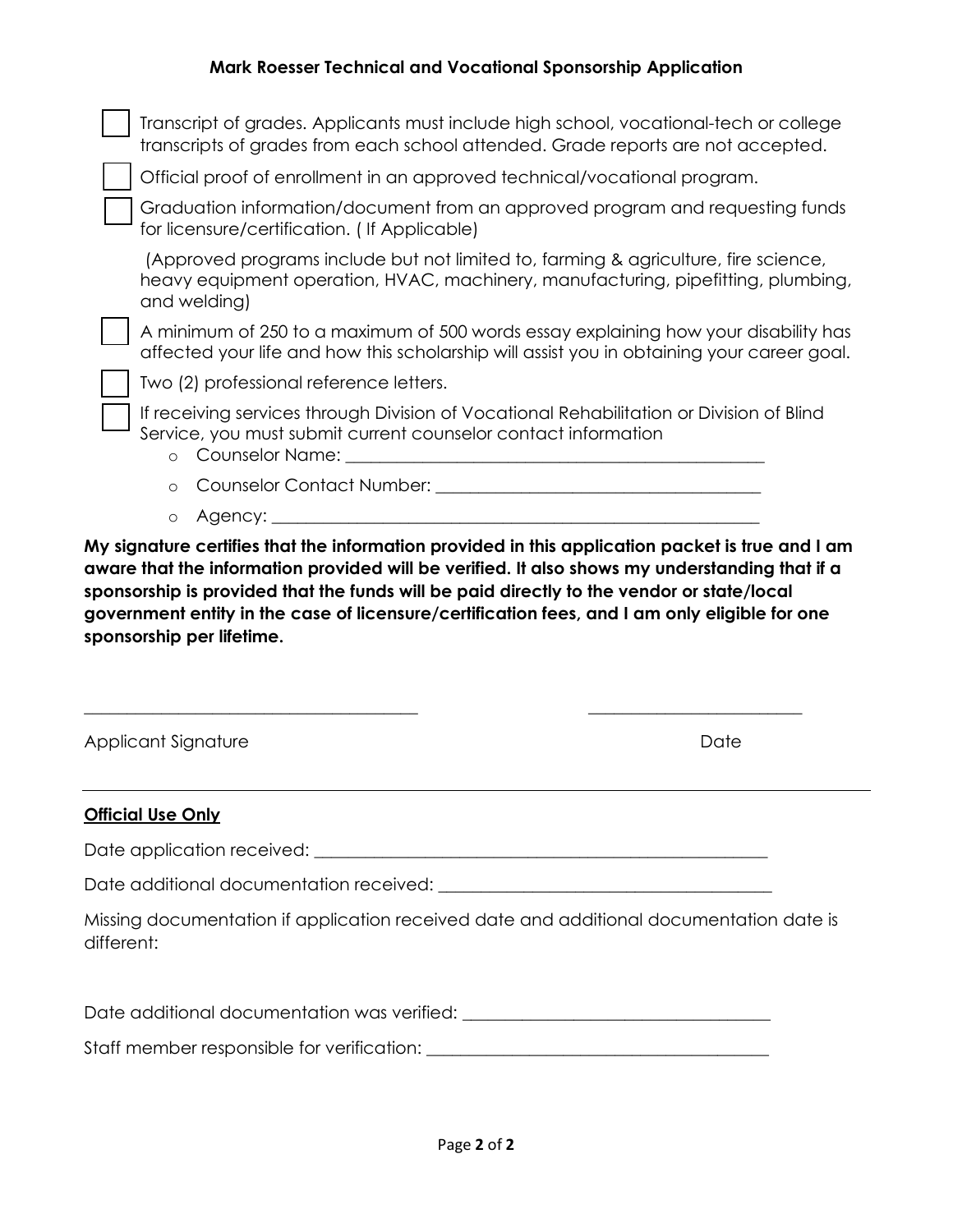**Mark Roesser Technical and Vocational Sponsorship Application**

- [ ] Transcript of grades. Applicants must include high school, vocational-tech or college transcripts of grades from each school attended. Grade reports are not accepted.
- [ ] Official proof of enrollment in an approved technical/vocational program.
- [ ] Graduation information/document from an approved program and requesting funds for licensure/certification. ( If Applicable)

  (Approved programs include but not limited to, farming & agriculture, fire science, heavy equipment operation, HVAC, machinery, manufacturing, pipefitting, plumbing, and welding)
- [ ] A minimum of 250 to a maximum of 500 words essay explaining how your disability has affected your life and how this scholarship will assist you in obtaining your career goal.
- [ ] Two (2) professional reference letters.
- [ ] If receiving services through Division of Vocational Rehabilitation or Division of Blind Service, you must submit current counselor contact information
  - Counselor Name: ______________________________________________
  - Counselor Contact Number: ____________________________________
  - Agency: _______________________________________________________

**My signature certifies that the information provided in this application packet is true and I am aware that the information provided will be verified. It also shows my understanding that if a sponsorship is provided that the funds will be paid directly to the vendor or state/local government entity in the case of licensure/certification fees, and I am only eligible for one sponsorship per lifetime.**

_____________________________________ _________________________

Applicant Signature Date

---

**Official Use Only**

Date application received: ____________________________________________________

Date additional documentation received: ______________________________________

Missing documentation if application received date and additional documentation date is different:

Date additional documentation was verified: __________________________________

Staff member responsible for verification: ______________________________________